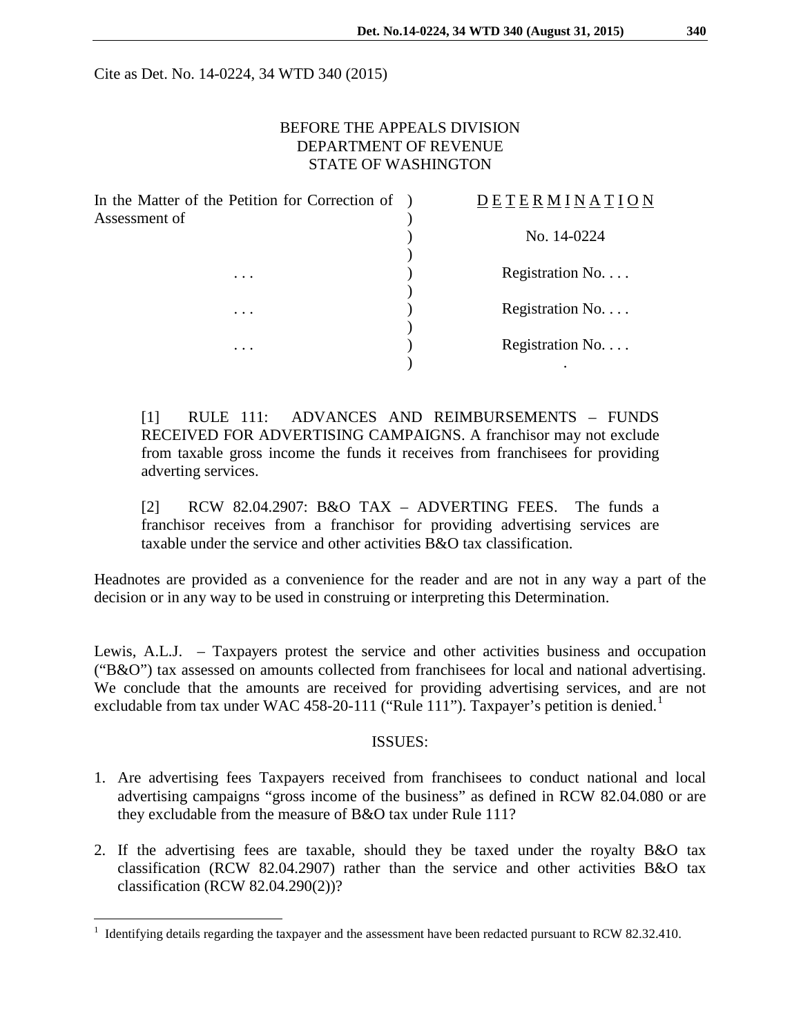Cite as Det. No. 14-0224, 34 WTD 340 (2015)

BEFORE THE APPEALS DIVISION
DEPARTMENT OF REVENUE
STATE OF WASHINGTON

| | | |
|---|---|---|
| In the Matter of the Petition for Correction of Assessment of | ) | D E T E R M I N A T I O N |
| | ) | No. 14-0224 |
| . . . | ) | Registration No. . . . |
| . . . | ) | Registration No. . . . |
| . . . | ) | Registration No. . . . |
| | ) | . |

[1] RULE 111: ADVANCES AND REIMBURSEMENTS – FUNDS RECEIVED FOR ADVERTISING CAMPAIGNS. A franchisor may not exclude from taxable gross income the funds it receives from franchisees for providing adverting services.

[2] RCW 82.04.2907: B&O TAX – ADVERTING FEES. The funds a franchisor receives from a franchisor for providing advertising services are taxable under the service and other activities B&O tax classification.

Headnotes are provided as a convenience for the reader and are not in any way a part of the decision or in any way to be used in construing or interpreting this Determination.

Lewis, A.L.J. – Taxpayers protest the service and other activities business and occupation ("B&O") tax assessed on amounts collected from franchisees for local and national advertising. We conclude that the amounts are received for providing advertising services, and are not excludable from tax under WAC 458-20-111 ("Rule 111"). Taxpayer's petition is denied.[1]

ISSUES:

1. Are advertising fees Taxpayers received from franchisees to conduct national and local advertising campaigns "gross income of the business" as defined in RCW 82.04.080 or are they excludable from the measure of B&O tax under Rule 111?

2. If the advertising fees are taxable, should they be taxed under the royalty B&O tax classification (RCW 82.04.2907) rather than the service and other activities B&O tax classification (RCW 82.04.290(2))?

[1] Identifying details regarding the taxpayer and the assessment have been redacted pursuant to RCW 82.32.410.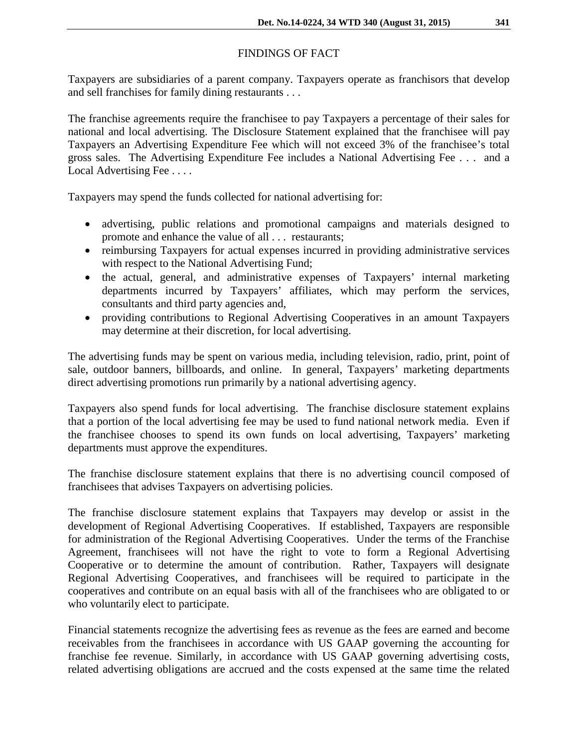FINDINGS OF FACT

Taxpayers are subsidiaries of a parent company. Taxpayers operate as franchisors that develop and sell franchises for family dining restaurants . . .

The franchise agreements require the franchisee to pay Taxpayers a percentage of their sales for national and local advertising. The Disclosure Statement explained that the franchisee will pay Taxpayers an Advertising Expenditure Fee which will not exceed 3% of the franchisee's total gross sales. The Advertising Expenditure Fee includes a National Advertising Fee . . . and a Local Advertising Fee . . . .

Taxpayers may spend the funds collected for national advertising for:

- advertising, public relations and promotional campaigns and materials designed to promote and enhance the value of all . . . restaurants;
- reimbursing Taxpayers for actual expenses incurred in providing administrative services with respect to the National Advertising Fund;
- the actual, general, and administrative expenses of Taxpayers' internal marketing departments incurred by Taxpayers' affiliates, which may perform the services, consultants and third party agencies and,
- providing contributions to Regional Advertising Cooperatives in an amount Taxpayers may determine at their discretion, for local advertising.

The advertising funds may be spent on various media, including television, radio, print, point of sale, outdoor banners, billboards, and online. In general, Taxpayers' marketing departments direct advertising promotions run primarily by a national advertising agency.

Taxpayers also spend funds for local advertising. The franchise disclosure statement explains that a portion of the local advertising fee may be used to fund national network media. Even if the franchisee chooses to spend its own funds on local advertising, Taxpayers' marketing departments must approve the expenditures.

The franchise disclosure statement explains that there is no advertising council composed of franchisees that advises Taxpayers on advertising policies.

The franchise disclosure statement explains that Taxpayers may develop or assist in the development of Regional Advertising Cooperatives. If established, Taxpayers are responsible for administration of the Regional Advertising Cooperatives. Under the terms of the Franchise Agreement, franchisees will not have the right to vote to form a Regional Advertising Cooperative or to determine the amount of contribution. Rather, Taxpayers will designate Regional Advertising Cooperatives, and franchisees will be required to participate in the cooperatives and contribute on an equal basis with all of the franchisees who are obligated to or who voluntarily elect to participate.

Financial statements recognize the advertising fees as revenue as the fees are earned and become receivables from the franchisees in accordance with US GAAP governing the accounting for franchise fee revenue. Similarly, in accordance with US GAAP governing advertising costs, related advertising obligations are accrued and the costs expensed at the same time the related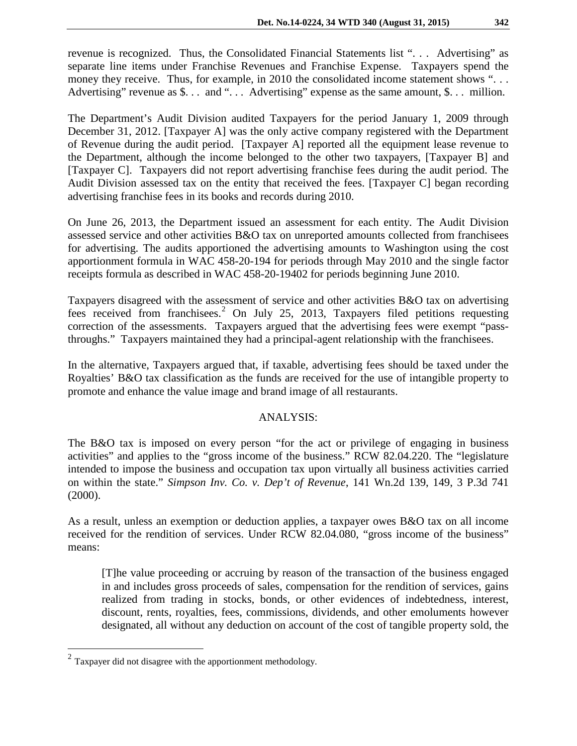revenue is recognized. Thus, the Consolidated Financial Statements list ". . . Advertising" as separate line items under Franchise Revenues and Franchise Expense. Taxpayers spend the money they receive. Thus, for example, in 2010 the consolidated income statement shows ". . . Advertising" revenue as $. . . and ". . . Advertising" expense as the same amount, $. . . million.

The Department's Audit Division audited Taxpayers for the period January 1, 2009 through December 31, 2012. [Taxpayer A] was the only active company registered with the Department of Revenue during the audit period. [Taxpayer A] reported all the equipment lease revenue to the Department, although the income belonged to the other two taxpayers, [Taxpayer B] and [Taxpayer C]. Taxpayers did not report advertising franchise fees during the audit period. The Audit Division assessed tax on the entity that received the fees. [Taxpayer C] began recording advertising franchise fees in its books and records during 2010.

On June 26, 2013, the Department issued an assessment for each entity. The Audit Division assessed service and other activities B&O tax on unreported amounts collected from franchisees for advertising. The audits apportioned the advertising amounts to Washington using the cost apportionment formula in WAC 458-20-194 for periods through May 2010 and the single factor receipts formula as described in WAC 458-20-19402 for periods beginning June 2010.

Taxpayers disagreed with the assessment of service and other activities B&O tax on advertising fees received from franchisees.[2] On July 25, 2013, Taxpayers filed petitions requesting correction of the assessments. Taxpayers argued that the advertising fees were exempt "pass-throughs." Taxpayers maintained they had a principal-agent relationship with the franchisees.

In the alternative, Taxpayers argued that, if taxable, advertising fees should be taxed under the Royalties' B&O tax classification as the funds are received for the use of intangible property to promote and enhance the value image and brand image of all restaurants.

## ANALYSIS:

The B&O tax is imposed on every person "for the act or privilege of engaging in business activities" and applies to the "gross income of the business." RCW 82.04.220. The "legislature intended to impose the business and occupation tax upon virtually all business activities carried on within the state." *Simpson Inv. Co. v. Dep't of Revenue*, 141 Wn.2d 139, 149, 3 P.3d 741 (2000).

As a result, unless an exemption or deduction applies, a taxpayer owes B&O tax on all income received for the rendition of services. Under RCW 82.04.080, "gross income of the business" means:

> [T]he value proceeding or accruing by reason of the transaction of the business engaged in and includes gross proceeds of sales, compensation for the rendition of services, gains realized from trading in stocks, bonds, or other evidences of indebtedness, interest, discount, rents, royalties, fees, commissions, dividends, and other emoluments however designated, all without any deduction on account of the cost of tangible property sold, the

---

[2] Taxpayer did not disagree with the apportionment methodology.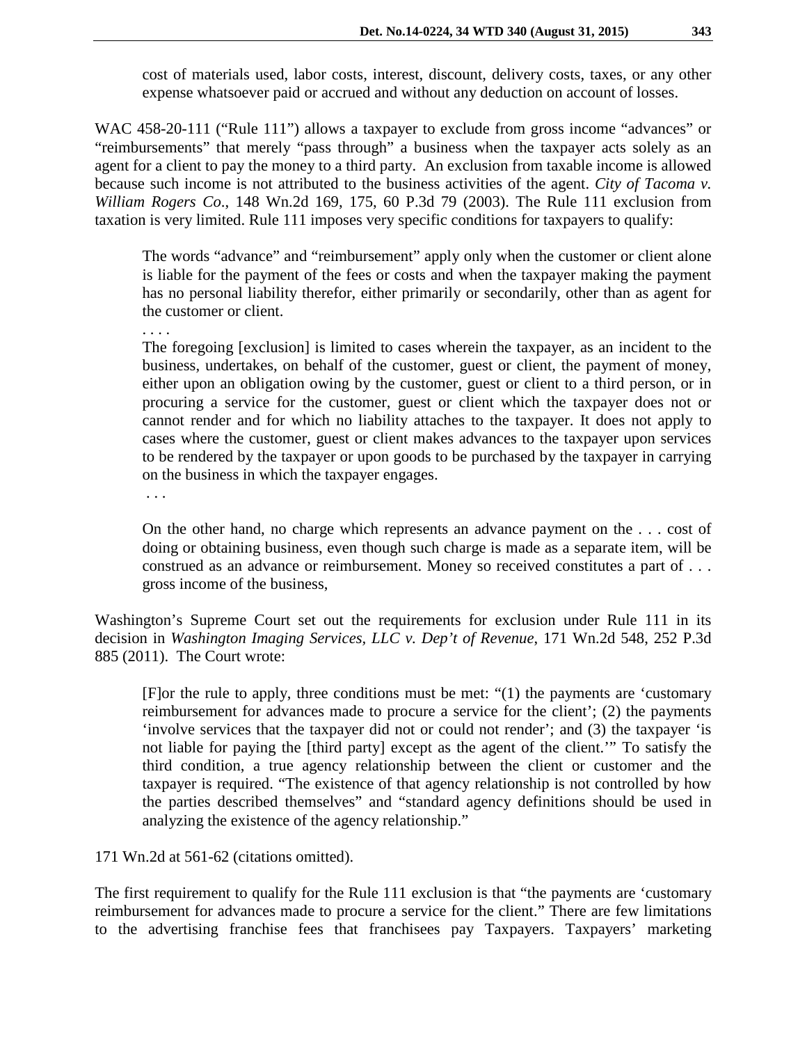> cost of materials used, labor costs, interest, discount, delivery costs, taxes, or any other expense whatsoever paid or accrued and without any deduction on account of losses.

WAC 458-20-111 ("Rule 111") allows a taxpayer to exclude from gross income "advances" or "reimbursements" that merely "pass through" a business when the taxpayer acts solely as an agent for a client to pay the money to a third party. An exclusion from taxable income is allowed because such income is not attributed to the business activities of the agent. *City of Tacoma v. William Rogers Co*., 148 Wn.2d 169, 175, 60 P.3d 79 (2003). The Rule 111 exclusion from taxation is very limited. Rule 111 imposes very specific conditions for taxpayers to qualify:

> The words "advance" and "reimbursement" apply only when the customer or client alone is liable for the payment of the fees or costs and when the taxpayer making the payment has no personal liability therefor, either primarily or secondarily, other than as agent for the customer or client.
>
> . . . .
>
> The foregoing [exclusion] is limited to cases wherein the taxpayer, as an incident to the business, undertakes, on behalf of the customer, guest or client, the payment of money, either upon an obligation owing by the customer, guest or client to a third person, or in procuring a service for the customer, guest or client which the taxpayer does not or cannot render and for which no liability attaches to the taxpayer. It does not apply to cases where the customer, guest or client makes advances to the taxpayer upon services to be rendered by the taxpayer or upon goods to be purchased by the taxpayer in carrying on the business in which the taxpayer engages.
>
> . . .
>
> On the other hand, no charge which represents an advance payment on the . . . cost of doing or obtaining business, even though such charge is made as a separate item, will be construed as an advance or reimbursement. Money so received constitutes a part of . . . gross income of the business,

Washington's Supreme Court set out the requirements for exclusion under Rule 111 in its decision in *Washington Imaging Services, LLC v. Dep't of Revenue*, 171 Wn.2d 548, 252 P.3d 885 (2011). The Court wrote:

> [F]or the rule to apply, three conditions must be met: "(1) the payments are 'customary reimbursement for advances made to procure a service for the client'; (2) the payments 'involve services that the taxpayer did not or could not render'; and (3) the taxpayer 'is not liable for paying the [third party] except as the agent of the client.'" To satisfy the third condition, a true agency relationship between the client or customer and the taxpayer is required. "The existence of that agency relationship is not controlled by how the parties described themselves" and "standard agency definitions should be used in analyzing the existence of the agency relationship."

171 Wn.2d at 561-62 (citations omitted).

The first requirement to qualify for the Rule 111 exclusion is that "the payments are 'customary reimbursement for advances made to procure a service for the client." There are few limitations to the advertising franchise fees that franchisees pay Taxpayers. Taxpayers' marketing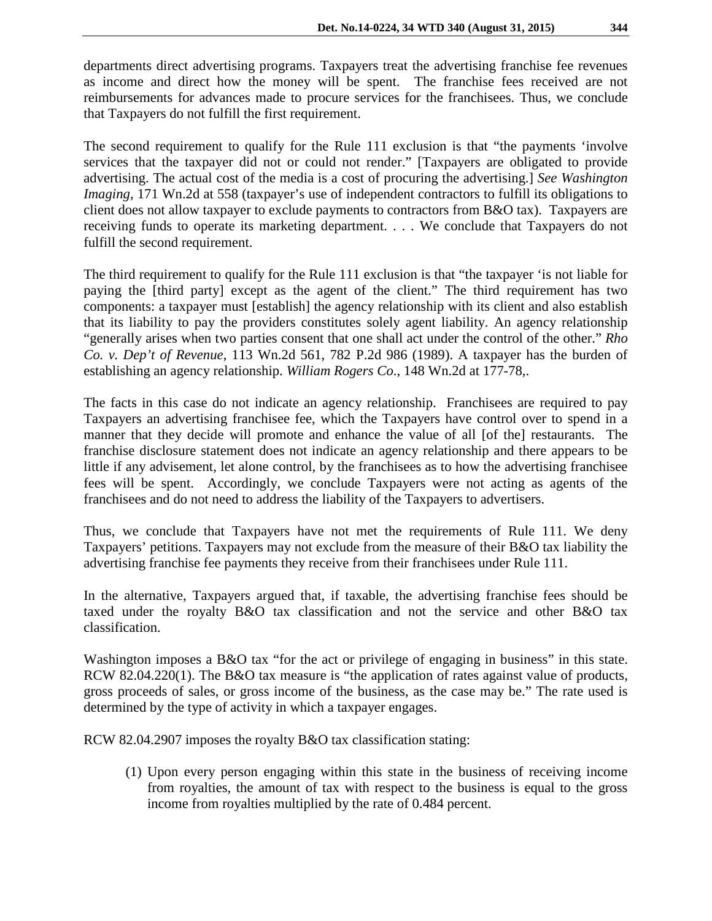departments direct advertising programs. Taxpayers treat the advertising franchise fee revenues as income and direct how the money will be spent. The franchise fees received are not reimbursements for advances made to procure services for the franchisees. Thus, we conclude that Taxpayers do not fulfill the first requirement.

The second requirement to qualify for the Rule 111 exclusion is that "the payments 'involve services that the taxpayer did not or could not render." [Taxpayers are obligated to provide advertising. The actual cost of the media is a cost of procuring the advertising.] *See Washington Imaging*, 171 Wn.2d at 558 (taxpayer's use of independent contractors to fulfill its obligations to client does not allow taxpayer to exclude payments to contractors from B&O tax). Taxpayers are receiving funds to operate its marketing department. . . . We conclude that Taxpayers do not fulfill the second requirement.

The third requirement to qualify for the Rule 111 exclusion is that "the taxpayer 'is not liable for paying the [third party] except as the agent of the client." The third requirement has two components: a taxpayer must [establish] the agency relationship with its client and also establish that its liability to pay the providers constitutes solely agent liability. An agency relationship "generally arises when two parties consent that one shall act under the control of the other." *Rho Co. v. Dep't of Revenue*, 113 Wn.2d 561, 782 P.2d 986 (1989). A taxpayer has the burden of establishing an agency relationship. *William Rogers Co*., 148 Wn.2d at 177-78,.

The facts in this case do not indicate an agency relationship. Franchisees are required to pay Taxpayers an advertising franchisee fee, which the Taxpayers have control over to spend in a manner that they decide will promote and enhance the value of all [of the] restaurants. The franchise disclosure statement does not indicate an agency relationship and there appears to be little if any advisement, let alone control, by the franchisees as to how the advertising franchisee fees will be spent. Accordingly, we conclude Taxpayers were not acting as agents of the franchisees and do not need to address the liability of the Taxpayers to advertisers.

Thus, we conclude that Taxpayers have not met the requirements of Rule 111. We deny Taxpayers' petitions. Taxpayers may not exclude from the measure of their B&O tax liability the advertising franchise fee payments they receive from their franchisees under Rule 111.

In the alternative, Taxpayers argued that, if taxable, the advertising franchise fees should be taxed under the royalty B&O tax classification and not the service and other B&O tax classification.

Washington imposes a B&O tax "for the act or privilege of engaging in business" in this state. RCW 82.04.220(1). The B&O tax measure is "the application of rates against value of products, gross proceeds of sales, or gross income of the business, as the case may be." The rate used is determined by the type of activity in which a taxpayer engages.

RCW 82.04.2907 imposes the royalty B&O tax classification stating:

> (1) Upon every person engaging within this state in the business of receiving income from royalties, the amount of tax with respect to the business is equal to the gross income from royalties multiplied by the rate of 0.484 percent.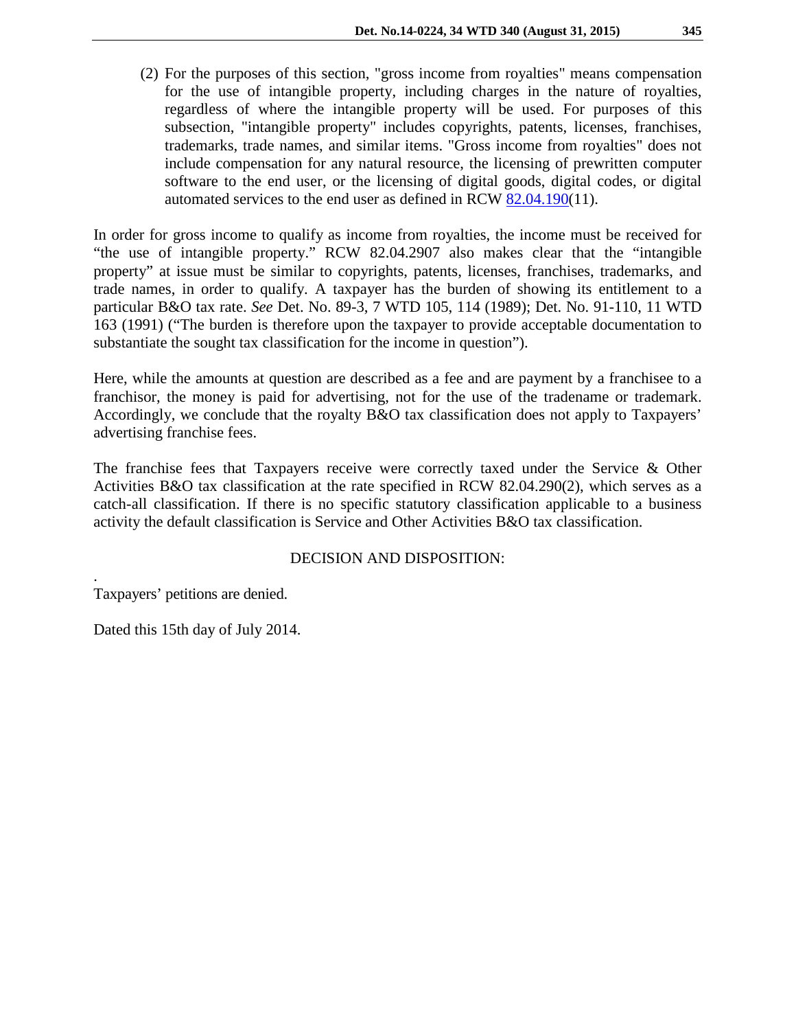(2) For the purposes of this section, "gross income from royalties" means compensation for the use of intangible property, including charges in the nature of royalties, regardless of where the intangible property will be used. For purposes of this subsection, "intangible property" includes copyrights, patents, licenses, franchises, trademarks, trade names, and similar items. "Gross income from royalties" does not include compensation for any natural resource, the licensing of prewritten computer software to the end user, or the licensing of digital goods, digital codes, or digital automated services to the end user as defined in RCW 82.04.190(11).

In order for gross income to qualify as income from royalties, the income must be received for "the use of intangible property." RCW 82.04.2907 also makes clear that the "intangible property" at issue must be similar to copyrights, patents, licenses, franchises, trademarks, and trade names, in order to qualify. A taxpayer has the burden of showing its entitlement to a particular B&O tax rate. *See* Det. No. 89-3, 7 WTD 105, 114 (1989); Det. No. 91-110, 11 WTD 163 (1991) ("The burden is therefore upon the taxpayer to provide acceptable documentation to substantiate the sought tax classification for the income in question").

Here, while the amounts at question are described as a fee and are payment by a franchisee to a franchisor, the money is paid for advertising, not for the use of the tradename or trademark. Accordingly, we conclude that the royalty B&O tax classification does not apply to Taxpayers' advertising franchise fees.

The franchise fees that Taxpayers receive were correctly taxed under the Service & Other Activities B&O tax classification at the rate specified in RCW 82.04.290(2), which serves as a catch-all classification. If there is no specific statutory classification applicable to a business activity the default classification is Service and Other Activities B&O tax classification.

## DECISION AND DISPOSITION:

Taxpayers' petitions are denied.

Dated this 15th day of July 2014.